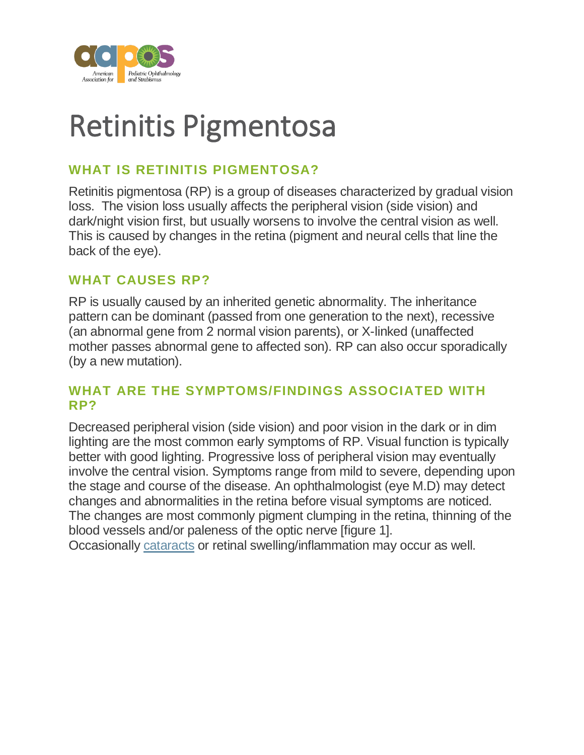# Retinitis Pigmentosa

## WHAT IS RETINITIS PIGMENTOSA?

Retinitis pigmentosa (RP) is a group of diseases characterized by gradual vision loss. The vision loss usually affects the peripheral vision (side vision) and dark/night vision first, but usually worsens to involve the central vision as well. This is caused by changes in the retina (pigment and neural cells that line the back of the eye).

## WHAT CAUSES RP?

RP is usually caused by an inherited genetic abnormality. The inheritance pattern can be dominant (passed from one generation to the next), recessive (an abnormal gene from 2 normal vision parents), or X-linked (unaffected mother passes abnormal gene to affected son). RP can also occur sporadically (by a new mutation).

## WHAT ARE THE SYMPTOMS/FINDINGS ASSOCIATED WITH RP?

Decreased peripheral vision (side vision) and poor vision in the dark or in dim lighting are the most common early symptoms of RP. Visual function is typically better with good lighting. Progressive loss of peripheral vision may eventually involve the central vision. Symptoms range from mild to severe, depending upon the stage and course of the disease. An ophthalmologist (eye M.D) may detect changes and abnormalities in the retina before visual symptoms are noticed. The changes are most commonly pigment clumping in the retina, thinning of the blood vessels and/or paleness of the optic nerve [figure 1].
Occasionally cataracts or retinal swelling/inflammation may occur as well.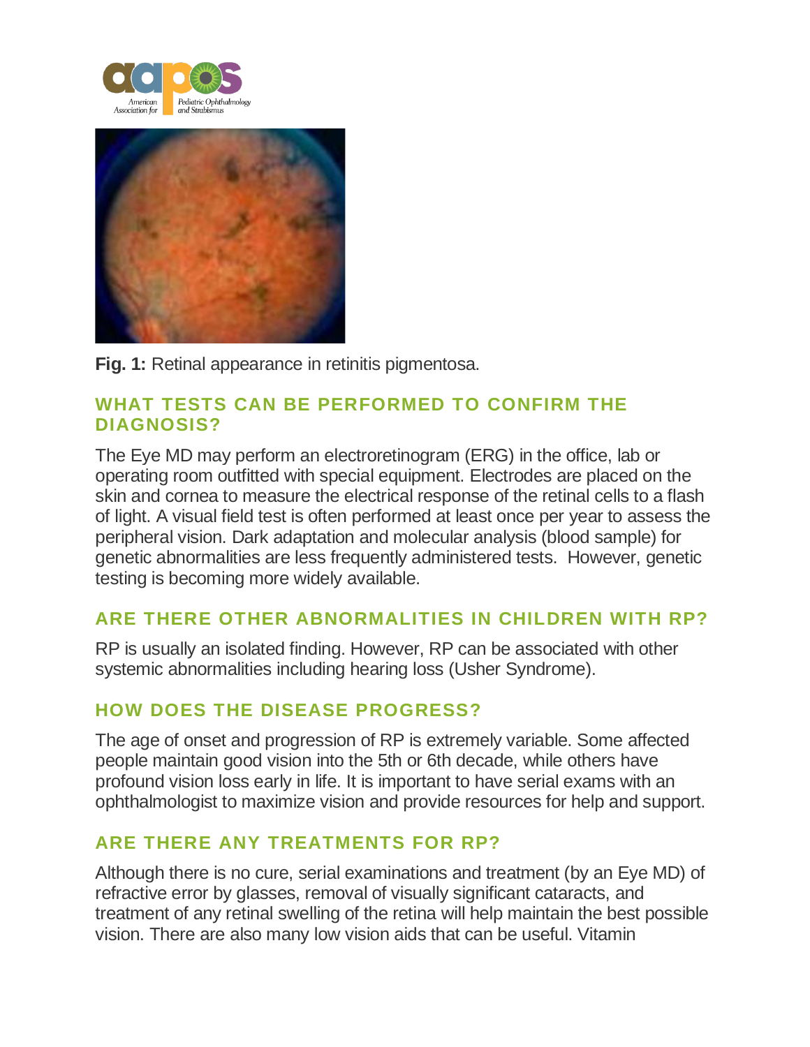**Fig. 1:** Retinal appearance in retinitis pigmentosa.

## WHAT TESTS CAN BE PERFORMED TO CONFIRM THE DIAGNOSIS?

The Eye MD may perform an electroretinogram (ERG) in the office, lab or operating room outfitted with special equipment. Electrodes are placed on the skin and cornea to measure the electrical response of the retinal cells to a flash of light. A visual field test is often performed at least once per year to assess the peripheral vision. Dark adaptation and molecular analysis (blood sample) for genetic abnormalities are less frequently administered tests. However, genetic testing is becoming more widely available.

## ARE THERE OTHER ABNORMALITIES IN CHILDREN WITH RP?

RP is usually an isolated finding. However, RP can be associated with other systemic abnormalities including hearing loss (Usher Syndrome).

## HOW DOES THE DISEASE PROGRESS?

The age of onset and progression of RP is extremely variable. Some affected people maintain good vision into the 5th or 6th decade, while others have profound vision loss early in life. It is important to have serial exams with an ophthalmologist to maximize vision and provide resources for help and support.

## ARE THERE ANY TREATMENTS FOR RP?

Although there is no cure, serial examinations and treatment (by an Eye MD) of refractive error by glasses, removal of visually significant cataracts, and treatment of any retinal swelling of the retina will help maintain the best possible vision. There are also many low vision aids that can be useful. Vitamin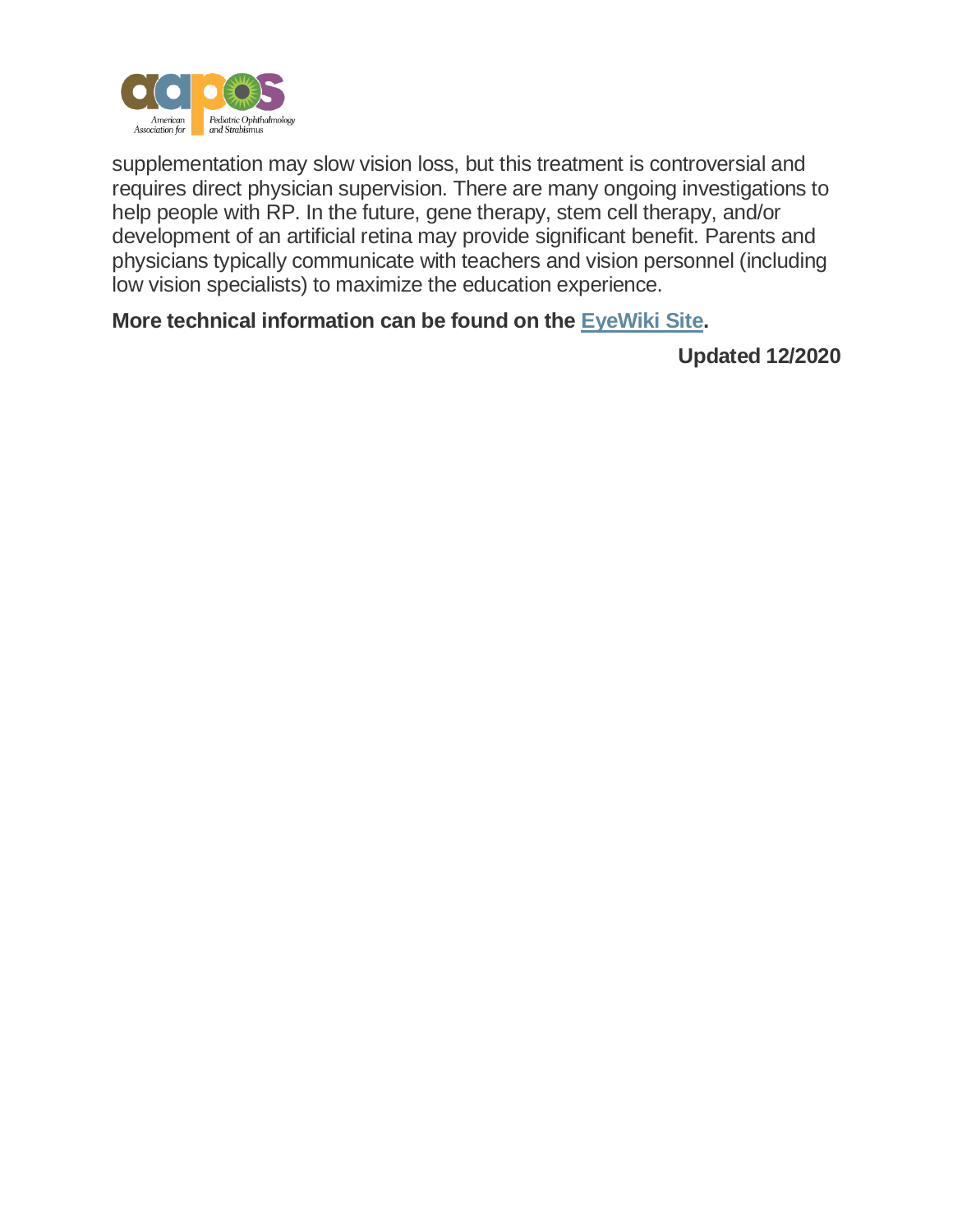supplementation may slow vision loss, but this treatment is controversial and requires direct physician supervision. There are many ongoing investigations to help people with RP. In the future, gene therapy, stem cell therapy, and/or development of an artificial retina may provide significant benefit. Parents and physicians typically communicate with teachers and vision personnel (including low vision specialists) to maximize the education experience.

**More technical information can be found on the EyeWiki Site.**

**Updated 12/2020**